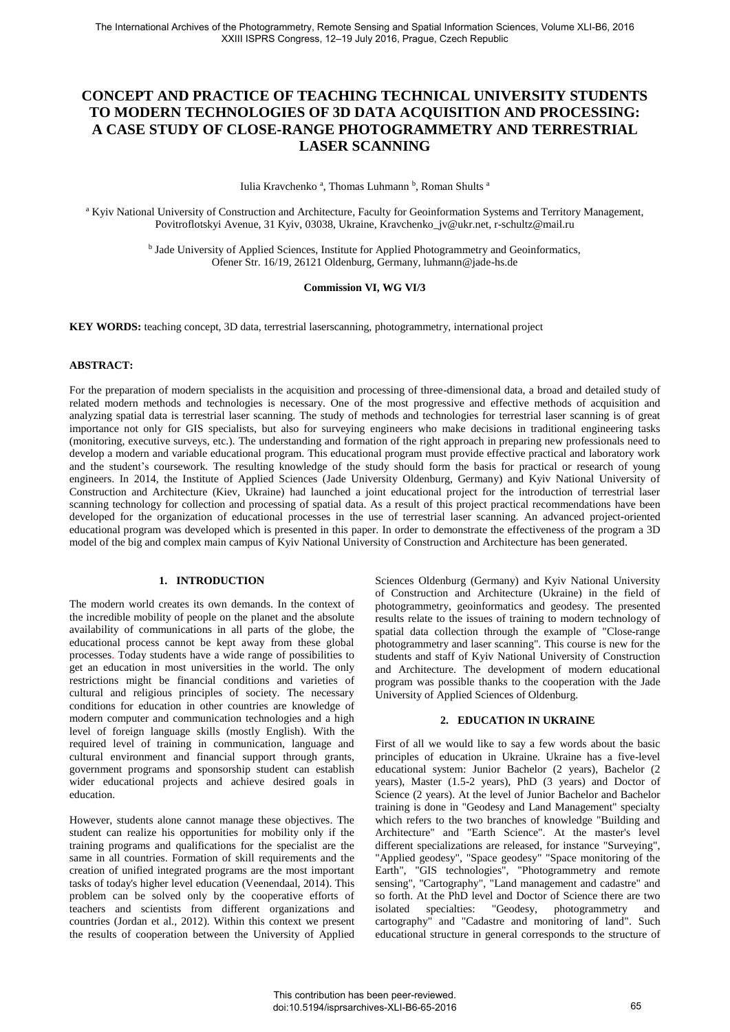# CONCEPT AND PRACTICE OF TEACHING TECHNICAL UNIVERSITY STUDENTS TO MODERN TECHNOLOGIES OF 3D DATA ACQUISITION AND PROCESSING: A CASE STUDY OF CLOSE-RANGE PHOTOGRAMMETRY AND TERRESTRIAL LASER SCANNING

Iulia Kravchenko [a], Thomas Luhmann [b], Roman Shults [a]

[a] Kyiv National University of Construction and Architecture, Faculty for Geoinformation Systems and Territory Management, Povitroflotskyi Avenue, 31 Kyiv, 03038, Ukraine, Kravchenko_jv@ukr.net, r-schultz@mail.ru

[b] Jade University of Applied Sciences, Institute for Applied Photogrammetry and Geoinformatics, Ofener Str. 16/19, 26121 Oldenburg, Germany, luhmann@jade-hs.de

**Commission VI, WG VI/3**

**KEY WORDS:** teaching concept, 3D data, terrestrial laserscanning, photogrammetry, international project

## ABSTRACT:

For the preparation of modern specialists in the acquisition and processing of three-dimensional data, a broad and detailed study of related modern methods and technologies is necessary. One of the most progressive and effective methods of acquisition and analyzing spatial data is terrestrial laser scanning. The study of methods and technologies for terrestrial laser scanning is of great importance not only for GIS specialists, but also for surveying engineers who make decisions in traditional engineering tasks (monitoring, executive surveys, etc.). The understanding and formation of the right approach in preparing new professionals need to develop a modern and variable educational program. This educational program must provide effective practical and laboratory work and the student's coursework. The resulting knowledge of the study should form the basis for practical or research of young engineers. In 2014, the Institute of Applied Sciences (Jade University Oldenburg, Germany) and Kyiv National University of Construction and Architecture (Kiev, Ukraine) had launched a joint educational project for the introduction of terrestrial laser scanning technology for collection and processing of spatial data. As a result of this project practical recommendations have been developed for the organization of educational processes in the use of terrestrial laser scanning. An advanced project-oriented educational program was developed which is presented in this paper. In order to demonstrate the effectiveness of the program a 3D model of the big and complex main campus of Kyiv National University of Construction and Architecture has been generated.

## 1. INTRODUCTION

The modern world creates its own demands. In the context of the incredible mobility of people on the planet and the absolute availability of communications in all parts of the globe, the educational process cannot be kept away from these global processes. Today students have a wide range of possibilities to get an education in most universities in the world. The only restrictions might be financial conditions and varieties of cultural and religious principles of society. The necessary conditions for education in other countries are knowledge of modern computer and communication technologies and a high level of foreign language skills (mostly English). With the required level of training in communication, language and cultural environment and financial support through grants, government programs and sponsorship student can establish wider educational projects and achieve desired goals in education.

However, students alone cannot manage these objectives. The student can realize his opportunities for mobility only if the training programs and qualifications for the specialist are the same in all countries. Formation of skill requirements and the creation of unified integrated programs are the most important tasks of today's higher level education (Veenendaal, 2014). This problem can be solved only by the cooperative efforts of teachers and scientists from different organizations and countries (Jordan et al., 2012). Within this context we present the results of cooperation between the University of Applied Sciences Oldenburg (Germany) and Kyiv National University of Construction and Architecture (Ukraine) in the field of photogrammetry, geoinformatics and geodesy. The presented results relate to the issues of training to modern technology of spatial data collection through the example of "Close-range photogrammetry and laser scanning". This course is new for the students and staff of Kyiv National University of Construction and Architecture. The development of modern educational program was possible thanks to the cooperation with the Jade University of Applied Sciences of Oldenburg.

## 2. EDUCATION IN UKRAINE

First of all we would like to say a few words about the basic principles of education in Ukraine. Ukraine has a five-level educational system: Junior Bachelor (2 years), Bachelor (2 years), Master (1.5-2 years), PhD (3 years) and Doctor of Science (2 years). At the level of Junior Bachelor and Bachelor training is done in "Geodesy and Land Management" specialty which refers to the two branches of knowledge "Building and Architecture" and "Earth Science". At the master's level different specializations are released, for instance "Surveying", "Applied geodesy", "Space geodesy" "Space monitoring of the Earth", "GIS technologies", "Photogrammetry and remote sensing", "Cartography", "Land management and cadastre" and so forth. At the PhD level and Doctor of Science there are two isolated specialties: "Geodesy, photogrammetry and cartography" and "Cadastre and monitoring of land". Such educational structure in general corresponds to the structure of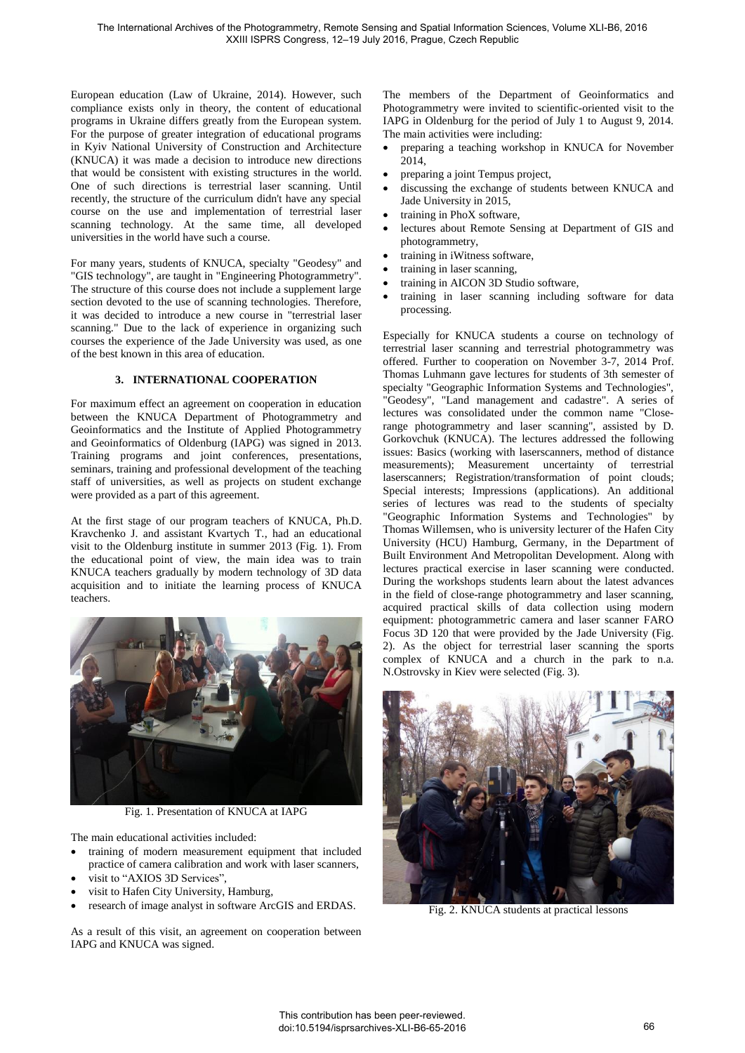European education (Law of Ukraine, 2014). However, such compliance exists only in theory, the content of educational programs in Ukraine differs greatly from the European system. For the purpose of greater integration of educational programs in Kyiv National University of Construction and Architecture (KNUCA) it was made a decision to introduce new directions that would be consistent with existing structures in the world. One of such directions is terrestrial laser scanning. Until recently, the structure of the curriculum didn't have any special course on the use and implementation of terrestrial laser scanning technology. At the same time, all developed universities in the world have such a course.

For many years, students of KNUCA, specialty "Geodesy" and "GIS technology", are taught in "Engineering Photogrammetry". The structure of this course does not include a supplement large section devoted to the use of scanning technologies. Therefore, it was decided to introduce a new course in "terrestrial laser scanning." Due to the lack of experience in organizing such courses the experience of the Jade University was used, as one of the best known in this area of education.

## 3. INTERNATIONAL COOPERATION

For maximum effect an agreement on cooperation in education between the KNUCA Department of Photogrammetry and Geoinformatics and the Institute of Applied Photogrammetry and Geoinformatics of Oldenburg (IAPG) was signed in 2013. Training programs and joint conferences, presentations, seminars, training and professional development of the teaching staff of universities, as well as projects on student exchange were provided as a part of this agreement.

At the first stage of our program teachers of KNUCA, Ph.D. Kravchenko J. and assistant Kvartych T., had an educational visit to the Oldenburg institute in summer 2013 (Fig. 1). From the educational point of view, the main idea was to train KNUCA teachers gradually by modern technology of 3D data acquisition and to initiate the learning process of KNUCA teachers.

Fig. 1. Presentation of KNUCA at IAPG

The main educational activities included:

- training of modern measurement equipment that included practice of camera calibration and work with laser scanners,
- visit to "AXIOS 3D Services",
- visit to Hafen City University, Hamburg,
- research of image analyst in software ArcGIS and ERDAS.

As a result of this visit, an agreement on cooperation between IAPG and KNUCA was signed.

The members of the Department of Geoinformatics and Photogrammetry were invited to scientific-oriented visit to the IAPG in Oldenburg for the period of July 1 to August 9, 2014. The main activities were including:

- preparing a teaching workshop in KNUCA for November 2014,
- preparing a joint Tempus project,
- discussing the exchange of students between KNUCA and Jade University in 2015,
- training in PhoX software,
- lectures about Remote Sensing at Department of GIS and photogrammetry,
- training in iWitness software,
- training in laser scanning,
- training in AICON 3D Studio software,
- training in laser scanning including software for data processing.

Especially for KNUCA students a course on technology of terrestrial laser scanning and terrestrial photogrammetry was offered. Further to cooperation on November 3-7, 2014 Prof. Thomas Luhmann gave lectures for students of 3th semester of specialty "Geographic Information Systems and Technologies", "Geodesy", "Land management and cadastre". A series of lectures was consolidated under the common name "Close-range photogrammetry and laser scanning", assisted by D. Gorkovchuk (KNUCA). The lectures addressed the following issues: Basics (working with laserscanners, method of distance measurements); Measurement uncertainty of terrestrial laserscanners; Registration/transformation of point clouds; Special interests; Impressions (applications). An additional series of lectures was read to the students of specialty "Geographic Information Systems and Technologies" by Thomas Willemsen, who is university lecturer of the Hafen City University (HCU) Hamburg, Germany, in the Department of Built Environment And Metropolitan Development. Along with lectures practical exercise in laser scanning were conducted. During the workshops students learn about the latest advances in the field of close-range photogrammetry and laser scanning, acquired practical skills of data collection using modern equipment: photogrammetric camera and laser scanner FARO Focus 3D 120 that were provided by the Jade University (Fig. 2). As the object for terrestrial laser scanning the sports complex of KNUCA and a church in the park to n.a. N.Ostrovsky in Kiev were selected (Fig. 3).

Fig. 2. KNUCA students at practical lessons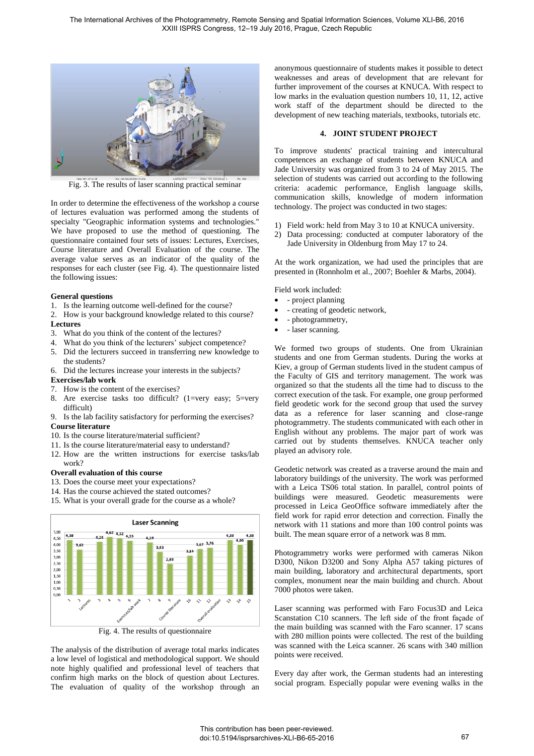Fig. 3. The results of laser scanning practical seminar

In order to determine the effectiveness of the workshop a course of lectures evaluation was performed among the students of specialty "Geographic information systems and technologies." We have proposed to use the method of questioning. The questionnaire contained four sets of issues: Lectures, Exercises, Course literature and Overall Evaluation of the course. The average value serves as an indicator of the quality of the responses for each cluster (see Fig. 4). The questionnaire listed the following issues:

**General questions**

1. Is the learning outcome well-defined for the course?
2. How is your background knowledge related to this course?

**Lectures**

3. What do you think of the content of the lectures?
4. What do you think of the lecturers' subject competence?
5. Did the lecturers succeed in transferring new knowledge to the students?
6. Did the lectures increase your interests in the subjects?

**Exercises/lab work**

7. How is the content of the exercises?
8. Are exercise tasks too difficult? (1=very easy; 5=very difficult)
9. Is the lab facility satisfactory for performing the exercises?

**Course literature**

10. Is the course literature/material sufficient?
11. Is the course literature/material easy to understand?
12. How are the written instructions for exercise tasks/lab work?

**Overall evaluation of this course**

13. Does the course meet your expectations?
14. Has the course achieved the stated outcomes?
15. What is your overall grade for the course as a whole?

Fig. 4. The results of questionnaire

The analysis of the distribution of average total marks indicates a low level of logistical and methodological support. We should note highly qualified and professional level of teachers that confirm high marks on the block of question about Lectures. The evaluation of quality of the workshop through an anonymous questionnaire of students makes it possible to detect weaknesses and areas of development that are relevant for further improvement of the courses at KNUCA. With respect to low marks in the evaluation question numbers 10, 11, 12, active work staff of the department should be directed to the development of new teaching materials, textbooks, tutorials etc.

## 4. JOINT STUDENT PROJECT

To improve students' practical training and intercultural competences an exchange of students between KNUCA and Jade University was organized from 3 to 24 of May 2015. The selection of students was carried out according to the following criteria: academic performance, English language skills, communication skills, knowledge of modern information technology. The project was conducted in two stages:

1) Field work: held from May 3 to 10 at KNUCA university.
2) Data processing: conducted at computer laboratory of the Jade University in Oldenburg from May 17 to 24.

At the work organization, we had used the principles that are presented in (Ronnholm et al., 2007; Boehler & Marbs, 2004).

Field work included:

- - project planning
- - creating of geodetic network,
- - photogrammetry,
- - laser scanning.

We formed two groups of students. One from Ukrainian students and one from German students. During the works at Kiev, a group of German students lived in the student campus of the Faculty of GIS and territory management. The work was organized so that the students all the time had to discuss to the correct execution of the task. For example, one group performed field geodetic work for the second group that used the survey data as a reference for laser scanning and close-range photogrammetry. The students communicated with each other in English without any problems. The major part of work was carried out by students themselves. KNUCA teacher only played an advisory role.

Geodetic network was created as a traverse around the main and laboratory buildings of the university. The work was performed with a Leica TS06 total station. In parallel, control points of buildings were measured. Geodetic measurements were processed in Leica GeoOffice software immediately after the field work for rapid error detection and correction. Finally the network with 11 stations and more than 100 control points was built. The mean square error of a network was 8 mm.

Photogrammetry works were performed with cameras Nikon D300, Nikon D3200 and Sony Alpha A57 taking pictures of main building, laboratory and architectural departments, sport complex, monument near the main building and church. About 7000 photos were taken.

Laser scanning was performed with Faro Focus3D and Leica Scanstation C10 scanners. The left side of the front façade of the main building was scanned with the Faro scanner. 17 scans with 280 million points were collected. The rest of the building was scanned with the Leica scanner. 26 scans with 340 million points were received.

Every day after work, the German students had an interesting social program. Especially popular were evening walks in the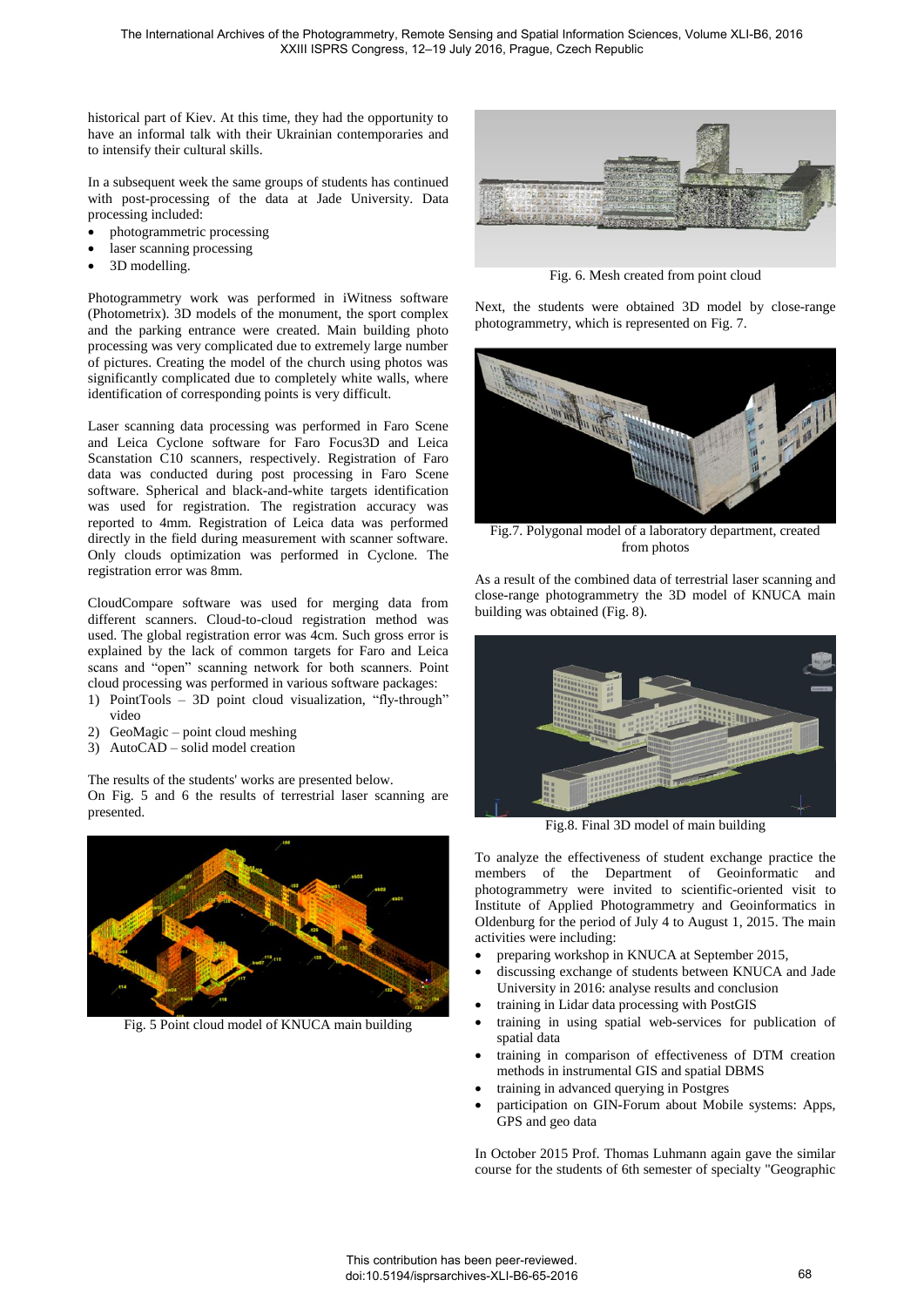historical part of Kiev. At this time, they had the opportunity to have an informal talk with their Ukrainian contemporaries and to intensify their cultural skills.

In a subsequent week the same groups of students has continued with post-processing of the data at Jade University. Data processing included:

- photogrammetric processing
- laser scanning processing
- 3D modelling.

Photogrammetry work was performed in iWitness software (Photometrix). 3D models of the monument, the sport complex and the parking entrance were created. Main building photo processing was very complicated due to extremely large number of pictures. Creating the model of the church using photos was significantly complicated due to completely white walls, where identification of corresponding points is very difficult.

Laser scanning data processing was performed in Faro Scene and Leica Cyclone software for Faro Focus3D and Leica Scanstation C10 scanners, respectively. Registration of Faro data was conducted during post processing in Faro Scene software. Spherical and black-and-white targets identification was used for registration. The registration accuracy was reported to 4mm. Registration of Leica data was performed directly in the field during measurement with scanner software. Only clouds optimization was performed in Cyclone. The registration error was 8mm.

CloudCompare software was used for merging data from different scanners. Cloud-to-cloud registration method was used. The global registration error was 4cm. Such gross error is explained by the lack of common targets for Faro and Leica scans and "open" scanning network for both scanners. Point cloud processing was performed in various software packages:

1) PointTools – 3D point cloud visualization, "fly-through" video
2) GeoMagic – point cloud meshing
3) AutoCAD – solid model creation

The results of the students' works are presented below.
On Fig. 5 and 6 the results of terrestrial laser scanning are presented.

Fig. 5 Point cloud model of KNUCA main building

Fig. 6. Mesh created from point cloud

Next, the students were obtained 3D model by close-range photogrammetry, which is represented on Fig. 7.

Fig.7. Polygonal model of a laboratory department, created from photos

As a result of the combined data of terrestrial laser scanning and close-range photogrammetry the 3D model of KNUCA main building was obtained (Fig. 8).

Fig.8. Final 3D model of main building

To analyze the effectiveness of student exchange practice the members of the Department of Geoinformatic and photogrammetry were invited to scientific-oriented visit to Institute of Applied Photogrammetry and Geoinformatics in Oldenburg for the period of July 4 to August 1, 2015. The main activities were including:

- preparing workshop in KNUCA at September 2015,
- discussing exchange of students between KNUCA and Jade University in 2016: analyse results and conclusion
- training in Lidar data processing with PostGIS
- training in using spatial web-services for publication of spatial data
- training in comparison of effectiveness of DTM creation methods in instrumental GIS and spatial DBMS
- training in advanced querying in Postgres
- participation on GIN-Forum about Mobile systems: Apps, GPS and geo data

In October 2015 Prof. Thomas Luhmann again gave the similar course for the students of 6th semester of specialty "Geographic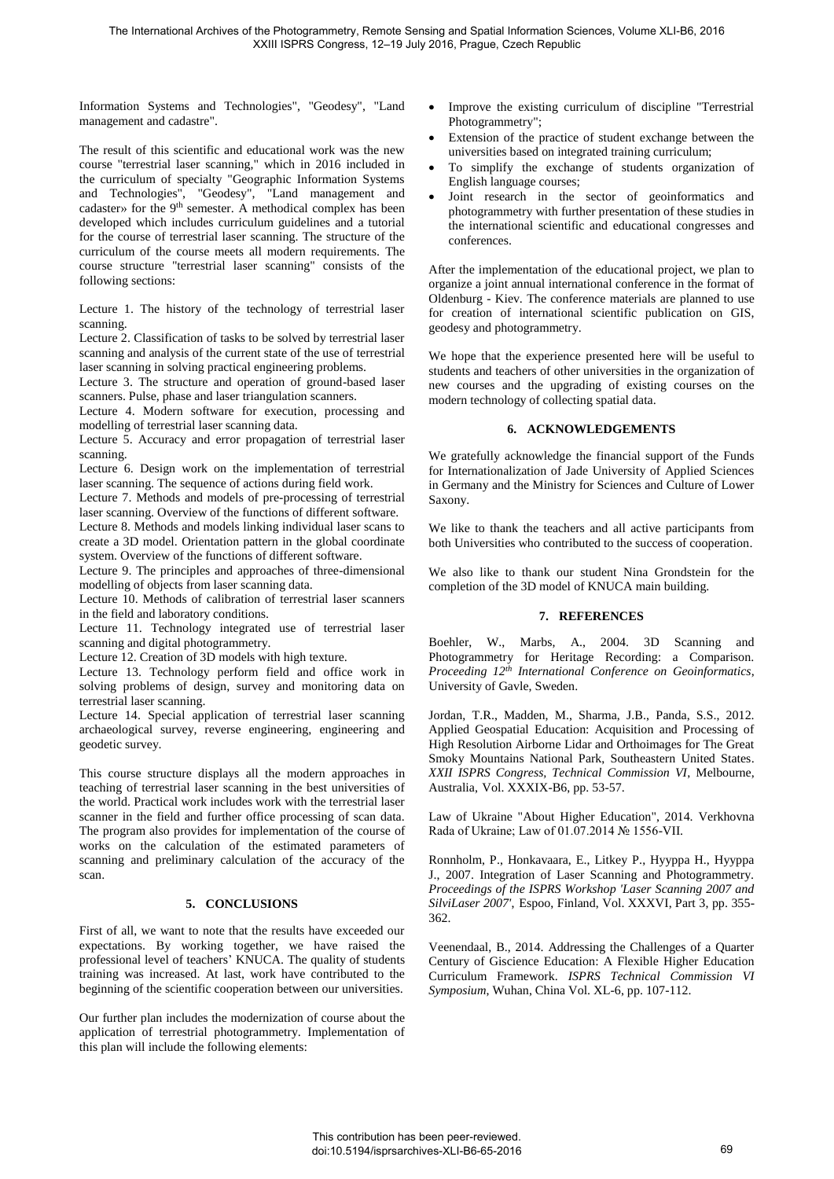Information Systems and Technologies", "Geodesy", "Land management and cadastre".

The result of this scientific and educational work was the new course "terrestrial laser scanning," which in 2016 included in the curriculum of specialty "Geographic Information Systems and Technologies", "Geodesy", "Land management and cadaster» for the 9th semester. A methodical complex has been developed which includes curriculum guidelines and a tutorial for the course of terrestrial laser scanning. The structure of the curriculum of the course meets all modern requirements. The course structure "terrestrial laser scanning" consists of the following sections:

Lecture 1. The history of the technology of terrestrial laser scanning.
Lecture 2. Classification of tasks to be solved by terrestrial laser scanning and analysis of the current state of the use of terrestrial laser scanning in solving practical engineering problems.
Lecture 3. The structure and operation of ground-based laser scanners. Pulse, phase and laser triangulation scanners.
Lecture 4. Modern software for execution, processing and modelling of terrestrial laser scanning data.
Lecture 5. Accuracy and error propagation of terrestrial laser scanning.
Lecture 6. Design work on the implementation of terrestrial laser scanning. The sequence of actions during field work.
Lecture 7. Methods and models of pre-processing of terrestrial laser scanning. Overview of the functions of different software.
Lecture 8. Methods and models linking individual laser scans to create a 3D model. Orientation pattern in the global coordinate system. Overview of the functions of different software.
Lecture 9. The principles and approaches of three-dimensional modelling of objects from laser scanning data.
Lecture 10. Methods of calibration of terrestrial laser scanners in the field and laboratory conditions.
Lecture 11. Technology integrated use of terrestrial laser scanning and digital photogrammetry.
Lecture 12. Creation of 3D models with high texture.
Lecture 13. Technology perform field and office work in solving problems of design, survey and monitoring data on terrestrial laser scanning.
Lecture 14. Special application of terrestrial laser scanning archaeological survey, reverse engineering, engineering and geodetic survey.

This course structure displays all the modern approaches in teaching of terrestrial laser scanning in the best universities of the world. Practical work includes work with the terrestrial laser scanner in the field and further office processing of scan data. The program also provides for implementation of the course of works on the calculation of the estimated parameters of scanning and preliminary calculation of the accuracy of the scan.

## 5. CONCLUSIONS

First of all, we want to note that the results have exceeded our expectations. By working together, we have raised the professional level of teachers' KNUCA. The quality of students training was increased. At last, work have contributed to the beginning of the scientific cooperation between our universities.

Our further plan includes the modernization of course about the application of terrestrial photogrammetry. Implementation of this plan will include the following elements:

- Improve the existing curriculum of discipline "Terrestrial Photogrammetry";
- Extension of the practice of student exchange between the universities based on integrated training curriculum;
- To simplify the exchange of students organization of English language courses;
- Joint research in the sector of geoinformatics and photogrammetry with further presentation of these studies in the international scientific and educational congresses and conferences.

After the implementation of the educational project, we plan to organize a joint annual international conference in the format of Oldenburg - Kiev. The conference materials are planned to use for creation of international scientific publication on GIS, geodesy and photogrammetry.

We hope that the experience presented here will be useful to students and teachers of other universities in the organization of new courses and the upgrading of existing courses on the modern technology of collecting spatial data.

## 6. ACKNOWLEDGEMENTS

We gratefully acknowledge the financial support of the Funds for Internationalization of Jade University of Applied Sciences in Germany and the Ministry for Sciences and Culture of Lower Saxony.

We like to thank the teachers and all active participants from both Universities who contributed to the success of cooperation.

We also like to thank our student Nina Grondstein for the completion of the 3D model of KNUCA main building.

## 7. REFERENCES

Boehler, W., Marbs, A., 2004. 3D Scanning and Photogrammetry for Heritage Recording: a Comparison. *Proceeding 12th International Conference on Geoinformatics*, University of Gavle, Sweden.

Jordan, T.R., Madden, M., Sharma, J.B., Panda, S.S., 2012. Applied Geospatial Education: Acquisition and Processing of High Resolution Airborne Lidar and Orthoimages for The Great Smoky Mountains National Park, Southeastern United States. *XXII ISPRS Congress, Technical Commission VI*, Melbourne, Australia, Vol. XXXIX-B6, pp. 53-57.

Law of Ukraine "About Higher Education", 2014. Verkhovna Rada of Ukraine; Law of 01.07.2014 № 1556-VII.

Ronnholm, P., Honkavaara, E., Litkey P., Hyyppa H., Hyyppa J., 2007. Integration of Laser Scanning and Photogrammetry. *Proceedings of the ISPRS Workshop 'Laser Scanning 2007 and SilviLaser 2007'*, Espoo, Finland, Vol. XXXVI, Part 3, pp. 355-362.

Veenendaal, B., 2014. Addressing the Challenges of a Quarter Century of Giscience Education: A Flexible Higher Education Curriculum Framework. *ISPRS Technical Commission VI Symposium*, Wuhan, China Vol. XL-6, pp. 107-112.